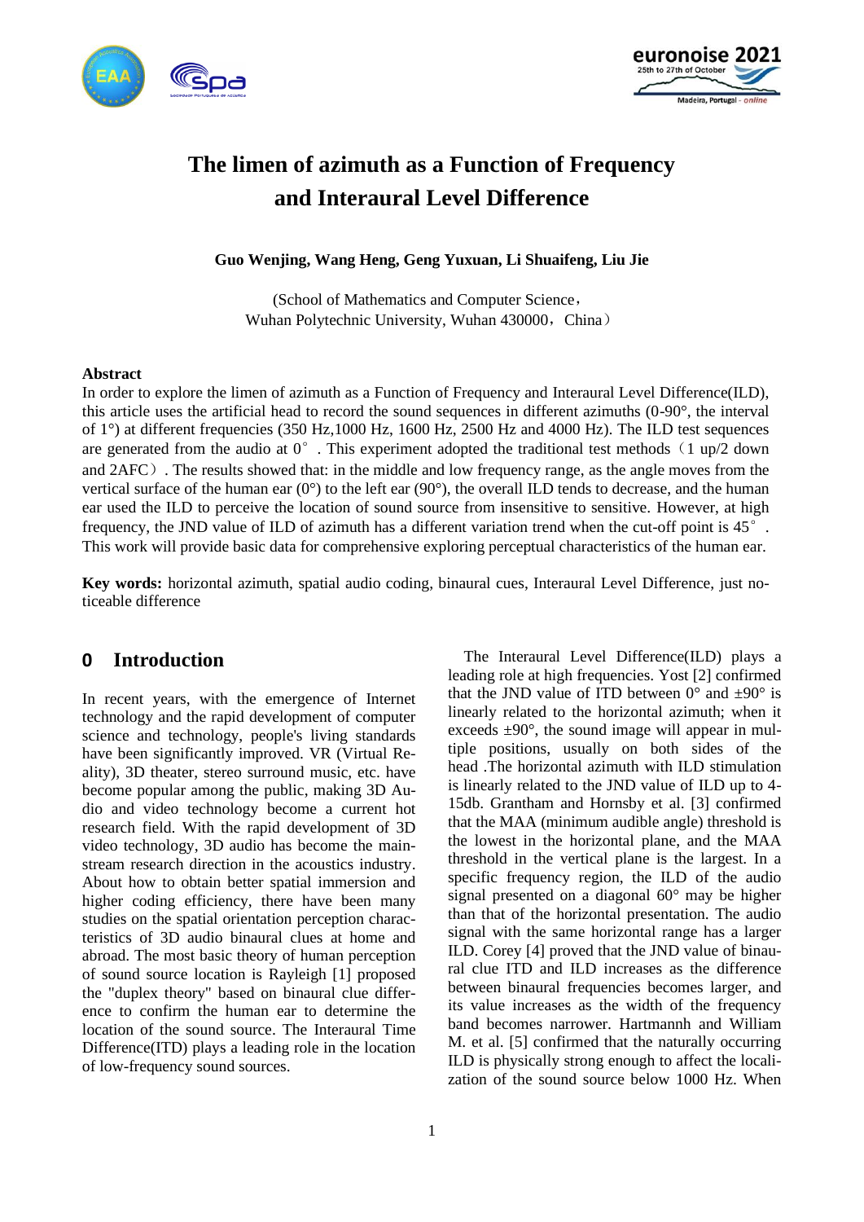# The limen of azimuth as a Function of Frequency and Interaural Level Difference

**Guo Wenjing, Wang Heng, Geng Yuxuan, Li Shuaifeng, Liu Jie**

(School of Mathematics and Computer Science，
Wuhan Polytechnic University, Wuhan 430000，China）

### Abstract

In order to explore the limen of azimuth as a Function of Frequency and Interaural Level Difference(ILD), this article uses the artificial head to record the sound sequences in different azimuths (0-90°, the interval of 1°) at different frequencies (350 Hz,1000 Hz, 1600 Hz, 2500 Hz and 4000 Hz). The ILD test sequences are generated from the audio at 0° . This experiment adopted the traditional test methods（1 up/2 down and 2AFC）. The results showed that: in the middle and low frequency range, as the angle moves from the vertical surface of the human ear (0°) to the left ear (90°), the overall ILD tends to decrease, and the human ear used the ILD to perceive the location of sound source from insensitive to sensitive. However, at high frequency, the JND value of ILD of azimuth has a different variation trend when the cut-off point is 45° . This work will provide basic data for comprehensive exploring perceptual characteristics of the human ear.

**Key words:** horizontal azimuth, spatial audio coding, binaural cues, Interaural Level Difference, just noticeable difference

## 0 Introduction

In recent years, with the emergence of Internet technology and the rapid development of computer science and technology, people's living standards have been significantly improved. VR (Virtual Reality), 3D theater, stereo surround music, etc. have become popular among the public, making 3D Audio and video technology become a current hot research field. With the rapid development of 3D video technology, 3D audio has become the mainstream research direction in the acoustics industry. About how to obtain better spatial immersion and higher coding efficiency, there have been many studies on the spatial orientation perception characteristics of 3D audio binaural clues at home and abroad. The most basic theory of human perception of sound source location is Rayleigh [1] proposed the "duplex theory" based on binaural clue difference to confirm the human ear to determine the location of the sound source. The Interaural Time Difference(ITD) plays a leading role in the location of low-frequency sound sources.

The Interaural Level Difference(ILD) plays a leading role at high frequencies. Yost [2] confirmed that the JND value of ITD between 0° and ±90° is linearly related to the horizontal azimuth; when it exceeds ±90°, the sound image will appear in multiple positions, usually on both sides of the head .The horizontal azimuth with ILD stimulation is linearly related to the JND value of ILD up to 4-15db. Grantham and Hornsby et al. [3] confirmed that the MAA (minimum audible angle) threshold is the lowest in the horizontal plane, and the MAA threshold in the vertical plane is the largest. In a specific frequency region, the ILD of the audio signal presented on a diagonal 60° may be higher than that of the horizontal presentation. The audio signal with the same horizontal range has a larger ILD. Corey [4] proved that the JND value of binaural clue ITD and ILD increases as the difference between binaural frequencies becomes larger, and its value increases as the width of the frequency band becomes narrower. Hartmannh and William M. et al. [5] confirmed that the naturally occurring ILD is physically strong enough to affect the localization of the sound source below 1000 Hz. When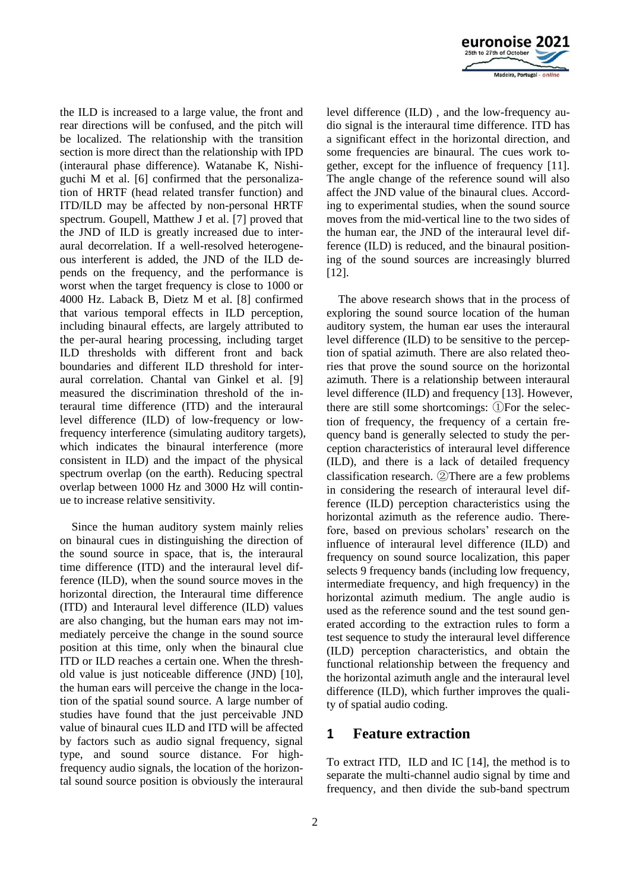the ILD is increased to a large value, the front and rear directions will be confused, and the pitch will be localized. The relationship with the transition section is more direct than the relationship with IPD (interaural phase difference). Watanabe K, Nishiguchi M et al. [6] confirmed that the personalization of HRTF (head related transfer function) and ITD/ILD may be affected by non-personal HRTF spectrum. Goupell, Matthew J et al. [7] proved that the JND of ILD is greatly increased due to interaural decorrelation. If a well-resolved heterogeneous interferent is added, the JND of the ILD depends on the frequency, and the performance is worst when the target frequency is close to 1000 or 4000 Hz. Laback B, Dietz M et al. [8] confirmed that various temporal effects in ILD perception, including binaural effects, are largely attributed to the per-aural hearing processing, including target ILD thresholds with different front and back boundaries and different ILD threshold for interaural correlation. Chantal van Ginkel et al. [9] measured the discrimination threshold of the interaural time difference (ITD) and the interaural level difference (ILD) of low-frequency or low-frequency interference (simulating auditory targets), which indicates the binaural interference (more consistent in ILD) and the impact of the physical spectrum overlap (on the earth). Reducing spectral overlap between 1000 Hz and 3000 Hz will continue to increase relative sensitivity.

Since the human auditory system mainly relies on binaural cues in distinguishing the direction of the sound source in space, that is, the interaural time difference (ITD) and the interaural level difference (ILD), when the sound source moves in the horizontal direction, the Interaural time difference (ITD) and Interaural level difference (ILD) values are also changing, but the human ears may not immediately perceive the change in the sound source position at this time, only when the binaural clue ITD or ILD reaches a certain one. When the threshold value is just noticeable difference (JND) [10], the human ears will perceive the change in the location of the spatial sound source. A large number of studies have found that the just perceivable JND value of binaural cues ILD and ITD will be affected by factors such as audio signal frequency, signal type, and sound source distance. For high-frequency audio signals, the location of the horizontal sound source position is obviously the interaural level difference (ILD) , and the low-frequency audio signal is the interaural time difference. ITD has a significant effect in the horizontal direction, and some frequencies are binaural. The cues work together, except for the influence of frequency [11]. The angle change of the reference sound will also affect the JND value of the binaural clues. According to experimental studies, when the sound source moves from the mid-vertical line to the two sides of the human ear, the JND of the interaural level difference (ILD) is reduced, and the binaural positioning of the sound sources are increasingly blurred [12].

The above research shows that in the process of exploring the sound source location of the human auditory system, the human ear uses the interaural level difference (ILD) to be sensitive to the perception of spatial azimuth. There are also related theories that prove the sound source on the horizontal azimuth. There is a relationship between interaural level difference (ILD) and frequency [13]. However, there are still some shortcomings: ①For the selection of frequency, the frequency of a certain frequency band is generally selected to study the perception characteristics of interaural level difference (ILD), and there is a lack of detailed frequency classification research. ②There are a few problems in considering the research of interaural level difference (ILD) perception characteristics using the horizontal azimuth as the reference audio. Therefore, based on previous scholars' research on the influence of interaural level difference (ILD) and frequency on sound source localization, this paper selects 9 frequency bands (including low frequency, intermediate frequency, and high frequency) in the horizontal azimuth medium. The angle audio is used as the reference sound and the test sound generated according to the extraction rules to form a test sequence to study the interaural level difference (ILD) perception characteristics, and obtain the functional relationship between the frequency and the horizontal azimuth angle and the interaural level difference (ILD), which further improves the quality of spatial audio coding.

## 1 Feature extraction

To extract ITD, ILD and IC [14], the method is to separate the multi-channel audio signal by time and frequency, and then divide the sub-band spectrum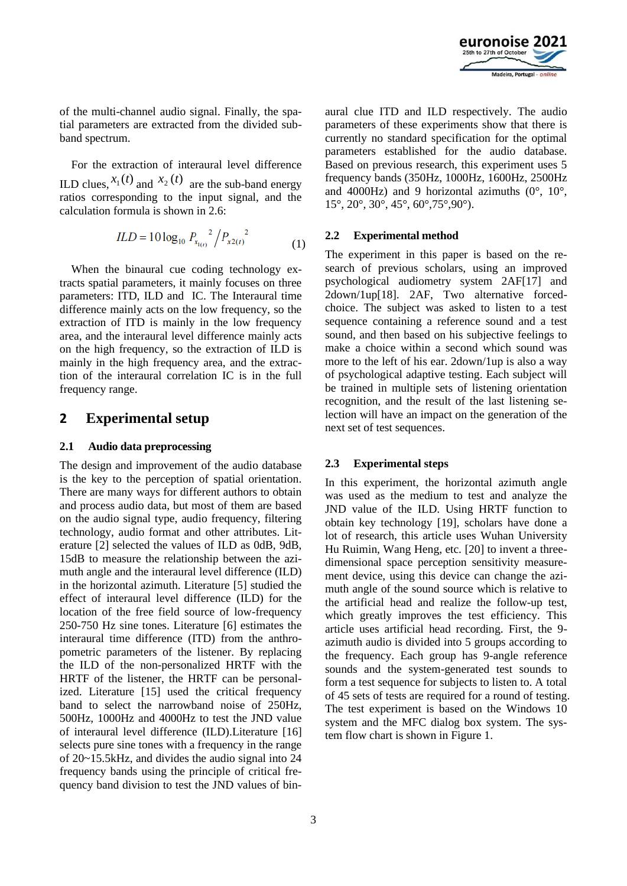of the multi-channel audio signal. Finally, the spatial parameters are extracted from the divided sub-band spectrum.

For the extraction of interaural level difference ILD clues, $x_1(t)$ and $x_2(t)$ are the sub-band energy ratios corresponding to the input signal, and the calculation formula is shown in 2.6:

$$ILD = 10\log_{10} P_{x_{1(t)}}{}^2 / P_{x2(t)}{}^2 \qquad (1)$$

When the binaural cue coding technology extracts spatial parameters, it mainly focuses on three parameters: ITD, ILD and IC. The Interaural time difference mainly acts on the low frequency, so the extraction of ITD is mainly in the low frequency area, and the interaural level difference mainly acts on the high frequency, so the extraction of ILD is mainly in the high frequency area, and the extraction of the interaural correlation IC is in the full frequency range.

## 2 Experimental setup

### 2.1 Audio data preprocessing

The design and improvement of the audio database is the key to the perception of spatial orientation. There are many ways for different authors to obtain and process audio data, but most of them are based on the audio signal type, audio frequency, filtering technology, audio format and other attributes. Literature [2] selected the values of ILD as 0dB, 9dB, 15dB to measure the relationship between the azimuth angle and the interaural level difference (ILD) in the horizontal azimuth. Literature [5] studied the effect of interaural level difference (ILD) for the location of the free field source of low-frequency 250-750 Hz sine tones. Literature [6] estimates the interaural time difference (ITD) from the anthropometric parameters of the listener. By replacing the ILD of the non-personalized HRTF with the HRTF of the listener, the HRTF can be personalized. Literature [15] used the critical frequency band to select the narrowband noise of 250Hz, 500Hz, 1000Hz and 4000Hz to test the JND value of interaural level difference (ILD).Literature [16] selects pure sine tones with a frequency in the range of 20~15.5kHz, and divides the audio signal into 24 frequency bands using the principle of critical frequency band division to test the JND values of binaural clue ITD and ILD respectively. The audio parameters of these experiments show that there is currently no standard specification for the optimal parameters established for the audio database. Based on previous research, this experiment uses 5 frequency bands (350Hz, 1000Hz, 1600Hz, 2500Hz and 4000Hz) and 9 horizontal azimuths (0°, 10°, 15°, 20°, 30°, 45°, 60°,75°,90°).

### 2.2 Experimental method

The experiment in this paper is based on the research of previous scholars, using an improved psychological audiometry system 2AF[17] and 2down/1up[18]. 2AF, Two alternative forced-choice. The subject was asked to listen to a test sequence containing a reference sound and a test sound, and then based on his subjective feelings to make a choice within a second which sound was more to the left of his ear. 2down/1up is also a way of psychological adaptive testing. Each subject will be trained in multiple sets of listening orientation recognition, and the result of the last listening selection will have an impact on the generation of the next set of test sequences.

### 2.3 Experimental steps

In this experiment, the horizontal azimuth angle was used as the medium to test and analyze the JND value of the ILD. Using HRTF function to obtain key technology [19], scholars have done a lot of research, this article uses Wuhan University Hu Ruimin, Wang Heng, etc. [20] to invent a three-dimensional space perception sensitivity measurement device, using this device can change the azimuth angle of the sound source which is relative to the artificial head and realize the follow-up test, which greatly improves the test efficiency. This article uses artificial head recording. First, the 9-azimuth audio is divided into 5 groups according to the frequency. Each group has 9-angle reference sounds and the system-generated test sounds to form a test sequence for subjects to listen to. A total of 45 sets of tests are required for a round of testing. The test experiment is based on the Windows 10 system and the MFC dialog box system. The system flow chart is shown in Figure 1.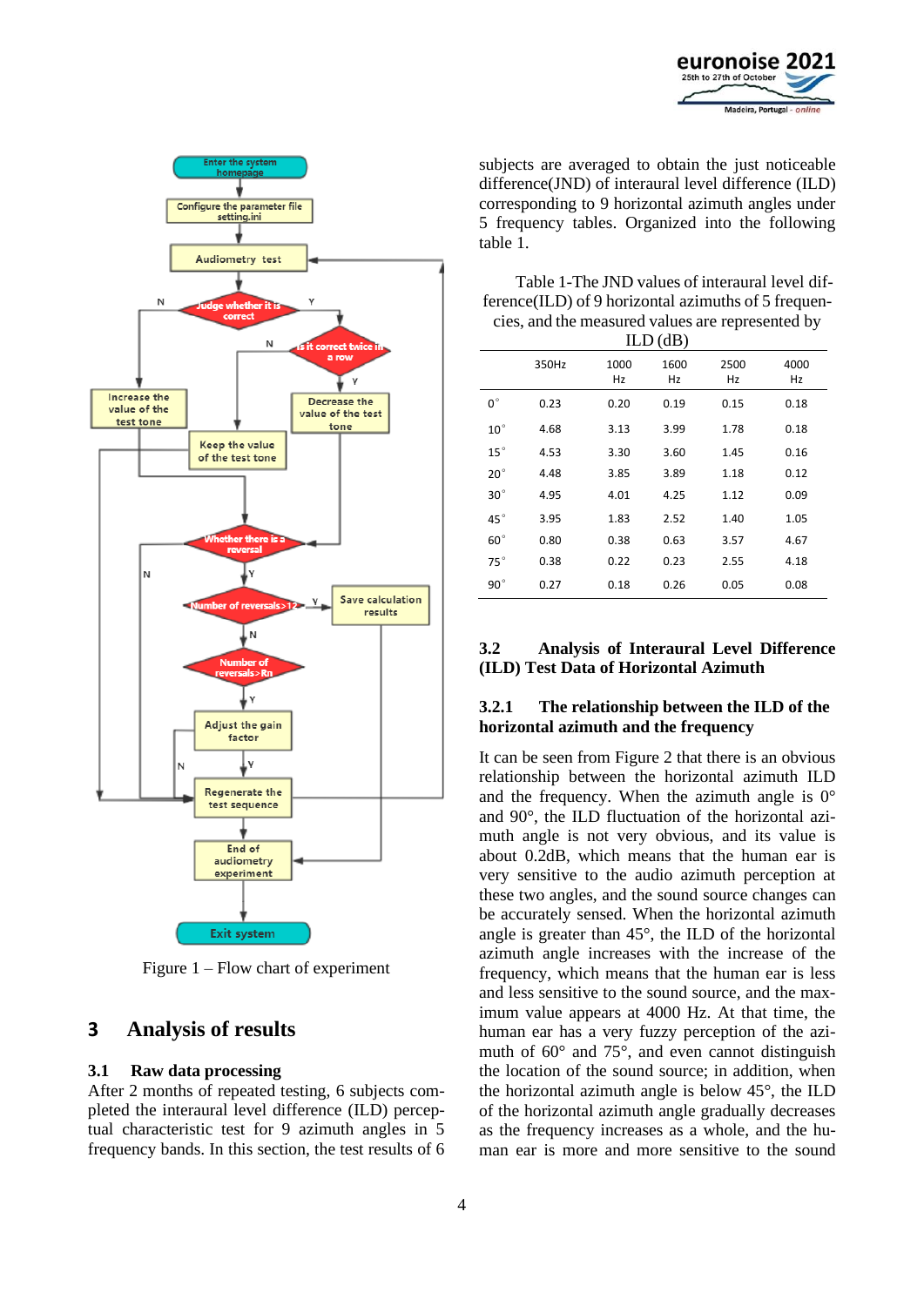Figure 1 – Flow chart of experiment

# 3 Analysis of results

## 3.1 Raw data processing

After 2 months of repeated testing, 6 subjects completed the interaural level difference (ILD) perceptual characteristic test for 9 azimuth angles in 5 frequency bands. In this section, the test results of 6 subjects are averaged to obtain the just noticeable difference(JND) of interaural level difference (ILD) corresponding to 9 horizontal azimuth angles under 5 frequency tables. Organized into the following table 1.

Table 1-The JND values of interaural level difference(ILD) of 9 horizontal azimuths of 5 frequencies, and the measured values are represented by ILD (dB)

| | 350Hz | 1000 Hz | 1600 Hz | 2500 Hz | 4000 Hz |
|---|---|---|---|---|---|
| 0° | 0.23 | 0.20 | 0.19 | 0.15 | 0.18 |
| 10° | 4.68 | 3.13 | 3.99 | 1.78 | 0.18 |
| 15° | 4.53 | 3.30 | 3.60 | 1.45 | 0.16 |
| 20° | 4.48 | 3.85 | 3.89 | 1.18 | 0.12 |
| 30° | 4.95 | 4.01 | 4.25 | 1.12 | 0.09 |
| 45° | 3.95 | 1.83 | 2.52 | 1.40 | 1.05 |
| 60° | 0.80 | 0.38 | 0.63 | 3.57 | 4.67 |
| 75° | 0.38 | 0.22 | 0.23 | 2.55 | 4.18 |
| 90° | 0.27 | 0.18 | 0.26 | 0.05 | 0.08 |

## 3.2 Analysis of Interaural Level Difference (ILD) Test Data of Horizontal Azimuth

### 3.2.1 The relationship between the ILD of the horizontal azimuth and the frequency

It can be seen from Figure 2 that there is an obvious relationship between the horizontal azimuth ILD and the frequency. When the azimuth angle is 0° and 90°, the ILD fluctuation of the horizontal azimuth angle is not very obvious, and its value is about 0.2dB, which means that the human ear is very sensitive to the audio azimuth perception at these two angles, and the sound source changes can be accurately sensed. When the horizontal azimuth angle is greater than 45°, the ILD of the horizontal azimuth angle increases with the increase of the frequency, which means that the human ear is less and less sensitive to the sound source, and the maximum value appears at 4000 Hz. At that time, the human ear has a very fuzzy perception of the azimuth of 60° and 75°, and even cannot distinguish the location of the sound source; in addition, when the horizontal azimuth angle is below 45°, the ILD of the horizontal azimuth angle gradually decreases as the frequency increases as a whole, and the human ear is more and more sensitive to the sound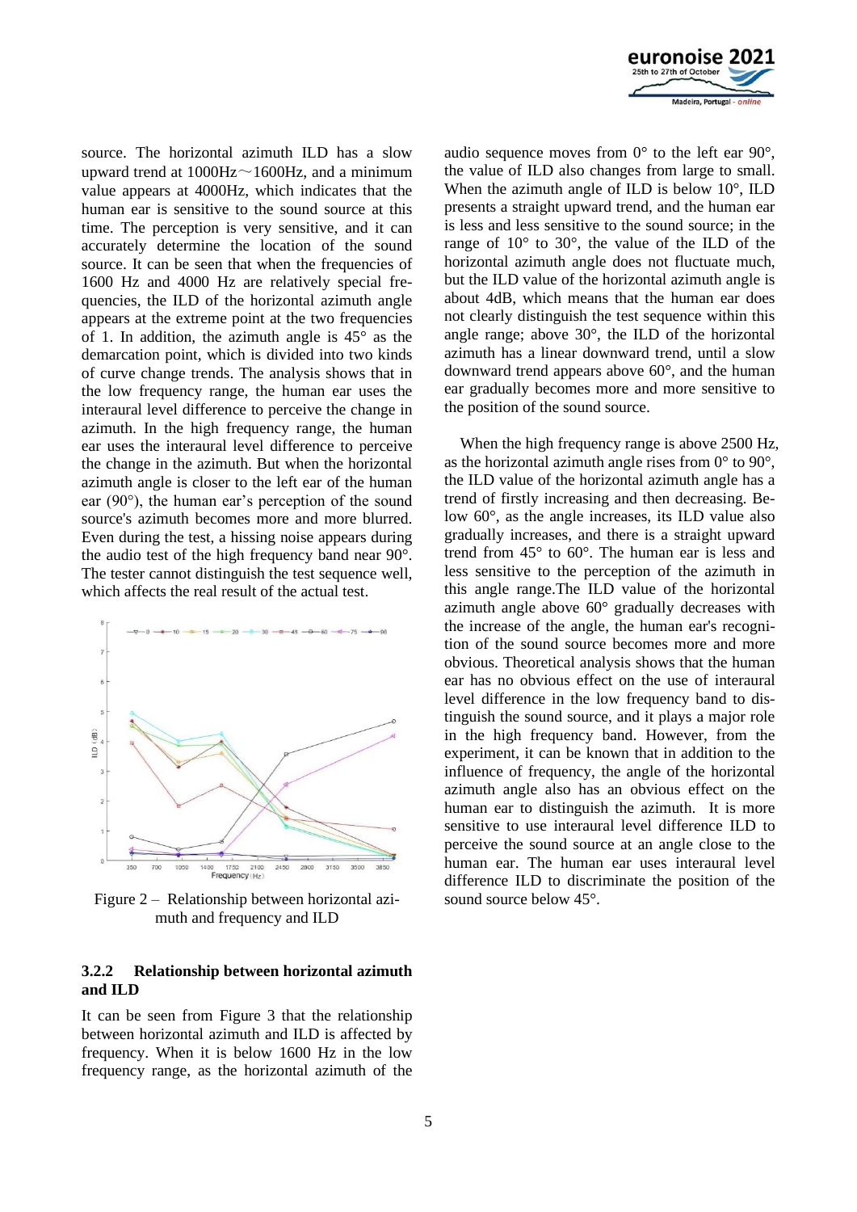source. The horizontal azimuth ILD has a slow upward trend at 1000Hz～1600Hz, and a minimum value appears at 4000Hz, which indicates that the human ear is sensitive to the sound source at this time. The perception is very sensitive, and it can accurately determine the location of the sound source. It can be seen that when the frequencies of 1600 Hz and 4000 Hz are relatively special frequencies, the ILD of the horizontal azimuth angle appears at the extreme point at the two frequencies of 1. In addition, the azimuth angle is 45° as the demarcation point, which is divided into two kinds of curve change trends. The analysis shows that in the low frequency range, the human ear uses the interaural level difference to perceive the change in azimuth. In the high frequency range, the human ear uses the interaural level difference to perceive the change in the azimuth. But when the horizontal azimuth angle is closer to the left ear of the human ear (90°), the human ear's perception of the sound source's azimuth becomes more and more blurred. Even during the test, a hissing noise appears during the audio test of the high frequency band near 90°. The tester cannot distinguish the test sequence well, which affects the real result of the actual test.

Figure 2 – Relationship between horizontal azimuth and frequency and ILD

### 3.2.2 Relationship between horizontal azimuth and ILD

It can be seen from Figure 3 that the relationship between horizontal azimuth and ILD is affected by frequency. When it is below 1600 Hz in the low frequency range, as the horizontal azimuth of the audio sequence moves from 0° to the left ear 90°, the value of ILD also changes from large to small. When the azimuth angle of ILD is below 10°, ILD presents a straight upward trend, and the human ear is less and less sensitive to the sound source; in the range of 10° to 30°, the value of the ILD of the horizontal azimuth angle does not fluctuate much, but the ILD value of the horizontal azimuth angle is about 4dB, which means that the human ear does not clearly distinguish the test sequence within this angle range; above 30°, the ILD of the horizontal azimuth has a linear downward trend, until a slow downward trend appears above 60°, and the human ear gradually becomes more and more sensitive to the position of the sound source.

When the high frequency range is above 2500 Hz, as the horizontal azimuth angle rises from 0° to 90°, the ILD value of the horizontal azimuth angle has a trend of firstly increasing and then decreasing. Below 60°, as the angle increases, its ILD value also gradually increases, and there is a straight upward trend from 45° to 60°. The human ear is less and less sensitive to the perception of the azimuth in this angle range.The ILD value of the horizontal azimuth angle above 60° gradually decreases with the increase of the angle, the human ear's recognition of the sound source becomes more and more obvious. Theoretical analysis shows that the human ear has no obvious effect on the use of interaural level difference in the low frequency band to distinguish the sound source, and it plays a major role in the high frequency band. However, from the experiment, it can be known that in addition to the influence of frequency, the angle of the horizontal azimuth angle also has an obvious effect on the human ear to distinguish the azimuth. It is more sensitive to use interaural level difference ILD to perceive the sound source at an angle close to the human ear. The human ear uses interaural level difference ILD to discriminate the position of the sound source below 45°.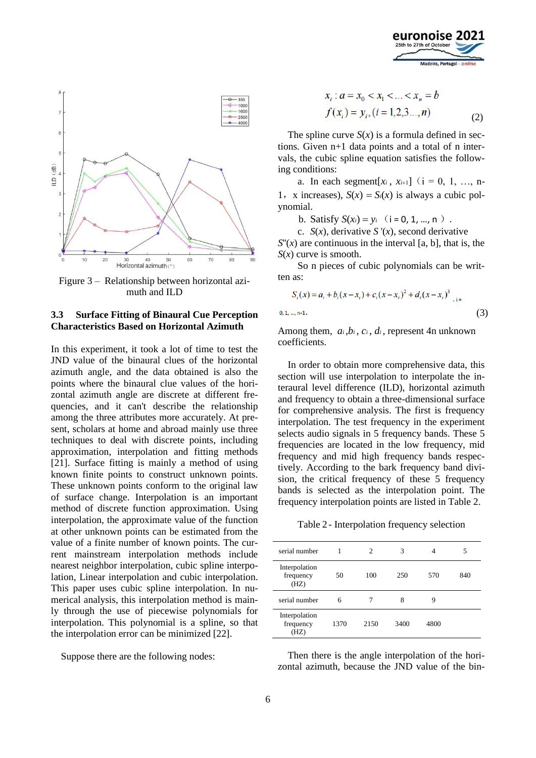Figure 3 – Relationship between horizontal azimuth and ILD

### 3.3 Surface Fitting of Binaural Cue Perception Characteristics Based on Horizontal Azimuth

In this experiment, it took a lot of time to test the JND value of the binaural clues of the horizontal azimuth angle, and the data obtained is also the points where the binaural clue values of the horizontal azimuth angle are discrete at different frequencies, and it can't describe the relationship among the three attributes more accurately. At present, scholars at home and abroad mainly use three techniques to deal with discrete points, including approximation, interpolation and fitting methods [21]. Surface fitting is mainly a method of using known finite points to construct unknown points. These unknown points conform to the original law of surface change. Interpolation is an important method of discrete function approximation. Using interpolation, the approximate value of the function at other unknown points can be estimated from the value of a finite number of known points. The current mainstream interpolation methods include nearest neighbor interpolation, cubic spline interpolation, Linear interpolation and cubic interpolation. This paper uses cubic spline interpolation. In numerical analysis, this interpolation method is mainly through the use of piecewise polynomials for interpolation. This polynomial is a spline, so that the interpolation error can be minimized [22].

Suppose there are the following nodes:

$$x_i : a = x_0 < x_1 < \ldots < x_n = b$$
$$f(x_i) = y_i, (i = 1,2,3\ldots,n) \tag{2}$$

The spline curve $S(x)$ is a formula defined in sections. Given n+1 data points and a total of n intervals, the cubic spline equation satisfies the following conditions:

a. In each segment$[x_i, x_{i+1}]$ （i = 0, 1, …, n-1，x increases), $S(x) = S_i(x)$ is always a cubic polynomial.

b. Satisfy $S(x_i) = y_i$ （i = 0, 1, ..., n ）.

c. $S(x)$, derivative $S'(x)$, second derivative $S''(x)$ are continuous in the interval [a, b], that is, the $S(x)$ curve is smooth.

So n pieces of cubic polynomials can be written as:

$$S_i(x) = a_i + b_i(x - x_i) + c_i(x - x_i)^2 + d_i(x - x_i)^3 \quad , i = 0, 1, \ldots, n-1。 \tag{3}$$

Among them, $a_i, b_i, c_i, d_i$, represent 4n unknown coefficients.

In order to obtain more comprehensive data, this section will use interpolation to interpolate the interaural level difference (ILD), horizontal azimuth and frequency to obtain a three-dimensional surface for comprehensive analysis. The first is frequency interpolation. The test frequency in the experiment selects audio signals in 5 frequency bands. These 5 frequencies are located in the low frequency, mid frequency and mid high frequency bands respectively. According to the bark frequency band division, the critical frequency of these 5 frequency bands is selected as the interpolation point. The frequency interpolation points are listed in Table 2.

Table 2 - Interpolation frequency selection

| serial number | 1 | 2 | 3 | 4 | 5 |
|---|---|---|---|---|---|
| Interpolation frequency (HZ) | 50 | 100 | 250 | 570 | 840 |
| serial number | 6 | 7 | 8 | 9 | |
| Interpolation frequency (HZ) | 1370 | 2150 | 3400 | 4800 | |

Then there is the angle interpolation of the horizontal azimuth, because the JND value of the bin-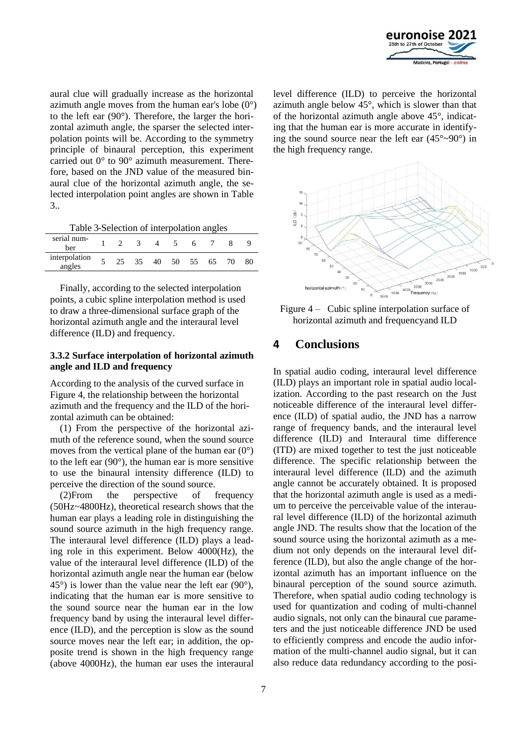aural clue will gradually increase as the horizontal azimuth angle moves from the human ear's lobe (0°) to the left ear (90°). Therefore, the larger the horizontal azimuth angle, the sparser the selected interpolation points will be. According to the symmetry principle of binaural perception, this experiment carried out 0° to 90° azimuth measurement. Therefore, based on the JND value of the measured binaural clue of the horizontal azimuth angle, the selected interpolation point angles are shown in Table 3..

Table 3-Selection of interpolation angles

| serial number | 1 | 2 | 3 | 4 | 5 | 6 | 7 | 8 | 9 |
|---|---|---|---|---|---|---|---|---|---|
| interpolation angles | 5 | 25 | 35 | 40 | 50 | 55 | 65 | 70 | 80 |

Finally, according to the selected interpolation points, a cubic spline interpolation method is used to draw a three-dimensional surface graph of the horizontal azimuth angle and the interaural level difference (ILD) and frequency.

### 3.3.2 Surface interpolation of horizontal azimuth angle and ILD and frequency

According to the analysis of the curved surface in Figure 4, the relationship between the horizontal azimuth and the frequency and the ILD of the horizontal azimuth can be obtained:

(1) From the perspective of the horizontal azimuth of the reference sound, when the sound source moves from the vertical plane of the human ear (0°) to the left ear (90°), the human ear is more sensitive to use the binaural intensity difference (ILD) to perceive the direction of the sound source.

(2)From the perspective of frequency (50Hz~4800Hz), theoretical research shows that the human ear plays a leading role in distinguishing the sound source azimuth in the high frequency range. The interaural level difference (ILD) plays a leading role in this experiment. Below 4000(Hz), the value of the interaural level difference (ILD) of the horizontal azimuth angle near the human ear (below 45°) is lower than the value near the left ear (90°), indicating that the human ear is more sensitive to the sound source near the human ear in the low frequency band by using the interaural level difference (ILD), and the perception is slow as the sound source moves near the left ear; in addition, the opposite trend is shown in the high frequency range (above 4000Hz), the human ear uses the interaural level difference (ILD) to perceive the horizontal azimuth angle below 45°, which is slower than that of the horizontal azimuth angle above 45°, indicating that the human ear is more accurate in identifying the sound source near the left ear (45°~90°) in the high frequency range.

Figure 4 – Cubic spline interpolation surface of horizontal azimuth and frequencyand ILD

## 4 Conclusions

In spatial audio coding, interaural level difference (ILD) plays an important role in spatial audio localization. According to the past research on the Just noticeable difference of the interaural level difference (ILD) of spatial audio, the JND has a narrow range of frequency bands, and the interaural level difference (ILD) and Interaural time difference (ITD) are mixed together to test the just noticeable difference. The specific relationship between the interaural level difference (ILD) and the azimuth angle cannot be accurately obtained. It is proposed that the horizontal azimuth angle is used as a medium to perceive the perceivable value of the interaural level difference (ILD) of the horizontal azimuth angle JND. The results show that the location of the sound source using the horizontal azimuth as a medium not only depends on the interaural level difference (ILD), but also the angle change of the horizontal azimuth has an important influence on the binaural perception of the sound source azimuth. Therefore, when spatial audio coding technology is used for quantization and coding of multi-channel audio signals, not only can the binaural cue parameters and the just noticeable difference JND be used to efficiently compress and encode the audio information of the multi-channel audio signal, but it can also reduce data redundancy according to the posi-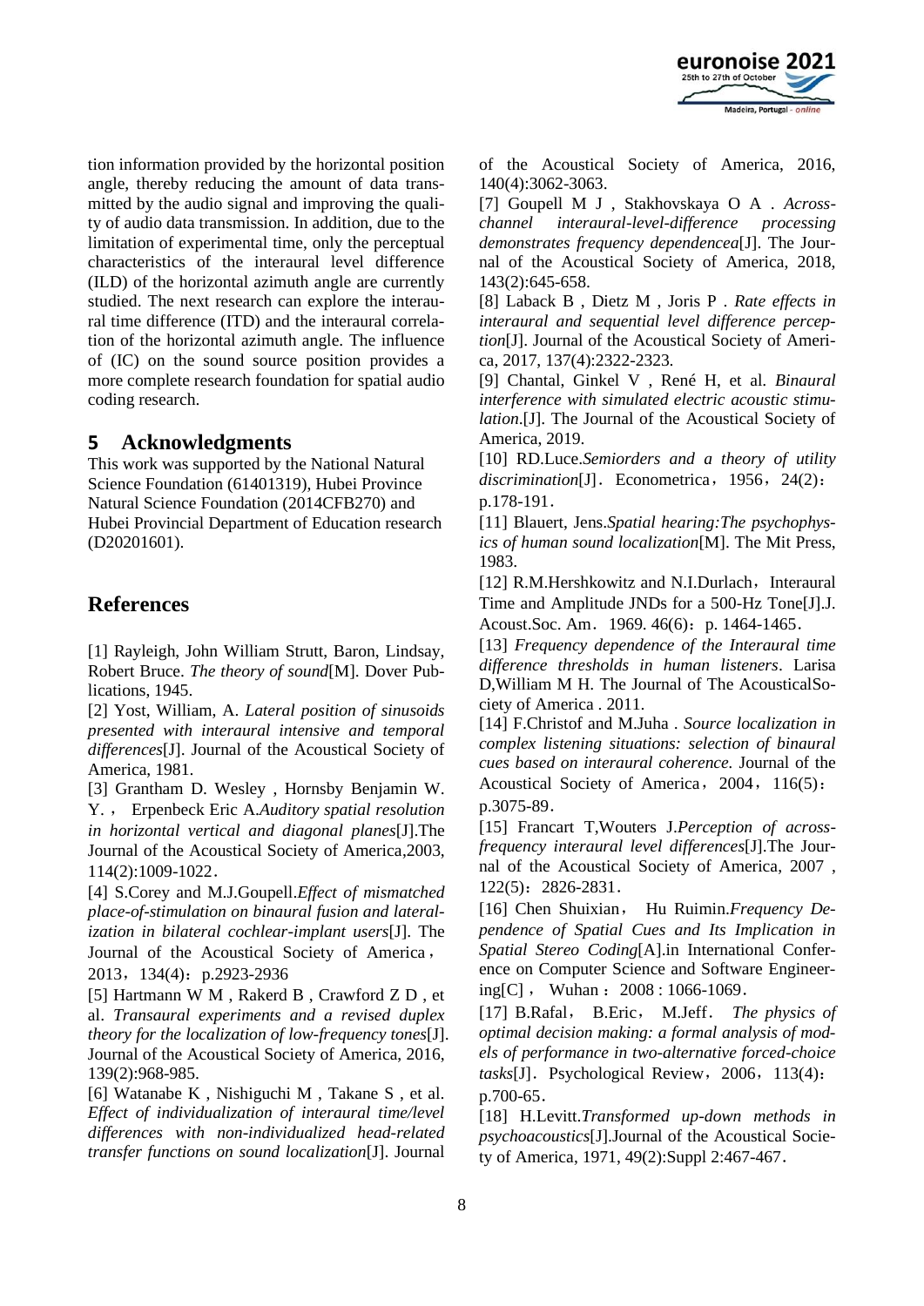tion information provided by the horizontal position angle, thereby reducing the amount of data transmitted by the audio signal and improving the quality of audio data transmission. In addition, due to the limitation of experimental time, only the perceptual characteristics of the interaural level difference (ILD) of the horizontal azimuth angle are currently studied. The next research can explore the interaural time difference (ITD) and the interaural correlation of the horizontal azimuth angle. The influence of (IC) on the sound source position provides a more complete research foundation for spatial audio coding research.

## 5 Acknowledgments

This work was supported by the National Natural Science Foundation (61401319), Hubei Province Natural Science Foundation (2014CFB270) and Hubei Provincial Department of Education research (D20201601).

## References

[1] Rayleigh, John William Strutt, Baron, Lindsay, Robert Bruce. *The theory of sound*[M]. Dover Publications, 1945.

[2] Yost, William, A. *Lateral position of sinusoids presented with interaural intensive and temporal differences*[J]. Journal of the Acoustical Society of America, 1981.

[3] Grantham D. Wesley , Hornsby Benjamin W. Y. , Erpenbeck Eric A.*Auditory spatial resolution in horizontal vertical and diagonal planes*[J].The Journal of the Acoustical Society of America,2003, 114(2):1009-1022.

[4] S.Corey and M.J.Goupell.*Effect of mismatched place-of-stimulation on binaural fusion and lateralization in bilateral cochlear-implant users*[J]. The Journal of the Acoustical Society of America，2013，134(4)：p.2923-2936

[5] Hartmann W M , Rakerd B , Crawford Z D , et al. *Transaural experiments and a revised duplex theory for the localization of low-frequency tones*[J]. Journal of the Acoustical Society of America, 2016, 139(2):968-985.

[6] Watanabe K , Nishiguchi M , Takane S , et al. *Effect of individualization of interaural time/level differences with non-individualized head-related transfer functions on sound localization*[J]. Journal of the Acoustical Society of America, 2016, 140(4):3062-3063.

[7] Goupell M J , Stakhovskaya O A . *Across-channel interaural-level-difference processing demonstrates frequency dependencea*[J]. The Journal of the Acoustical Society of America, 2018, 143(2):645-658.

[8] Laback B , Dietz M , Joris P . *Rate effects in interaural and sequential level difference perception*[J]. Journal of the Acoustical Society of America, 2017, 137(4):2322-2323.

[9] Chantal, Ginkel V , René H, et al. *Binaural interference with simulated electric acoustic stimulation*.[J]. The Journal of the Acoustical Society of America, 2019.

[10] RD.Luce.*Semiorders and a theory of utility discrimination*[J]．Econometrica，1956，24(2)：p.178-191．

[11] Blauert, Jens.*Spatial hearing:The psychophysics of human sound localization*[M]. The Mit Press, 1983.

[12] R.M.Hershkowitz and N.I.Durlach，Interaural Time and Amplitude JNDs for a 500-Hz Tone[J].J. Acoust.Soc. Am．1969. 46(6)：p. 1464-1465．

[13] *Frequency dependence of the Interaural time difference thresholds in human listeners*. Larisa D,William M H. The Journal of The AcousticalSociety of America . 2011.

[14] F.Christof and M.Juha . *Source localization in complex listening situations: selection of binaural cues based on interaural coherence.* Journal of the Acoustical Society of America，2004，116(5)：p.3075-89．

[15] Francart T,Wouters J.*Perception of across-frequency interaural level differences*[J].The Journal of the Acoustical Society of America, 2007 , 122(5)：2826-2831．

[16] Chen Shuixian， Hu Ruimin.*Frequency Dependence of Spatial Cues and Its Implication in Spatial Stereo Coding*[A].in International Conference on Computer Science and Software Engineering[C] ， Wuhan ：2008 : 1066-1069．

[17] B.Rafal， B.Eric， M.Jeff． *The physics of optimal decision making: a formal analysis of models of performance in two-alternative forced-choice tasks*[J]．Psychological Review，2006，113(4)：p.700-65．

[18] H.Levitt.*Transformed up-down methods in psychoacoustics*[J].Journal of the Acoustical Society of America, 1971, 49(2):Suppl 2:467-467．